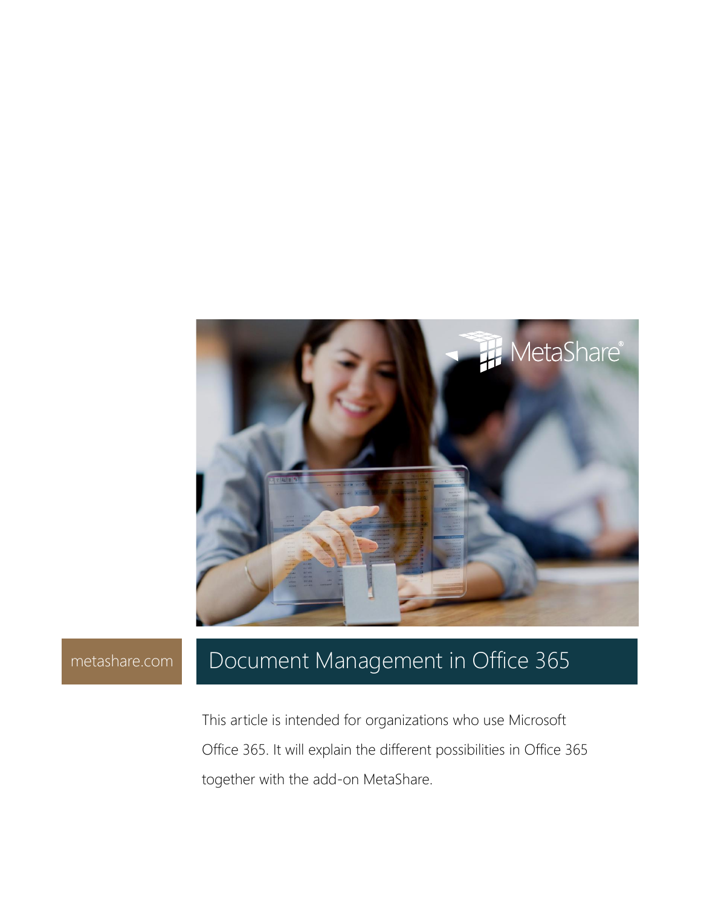metashare.com

# Document Management in Office 365

This article is intended for organizations who use Microsoft Office 365. It will explain the different possibilities in Office 365 together with the add-on MetaShare.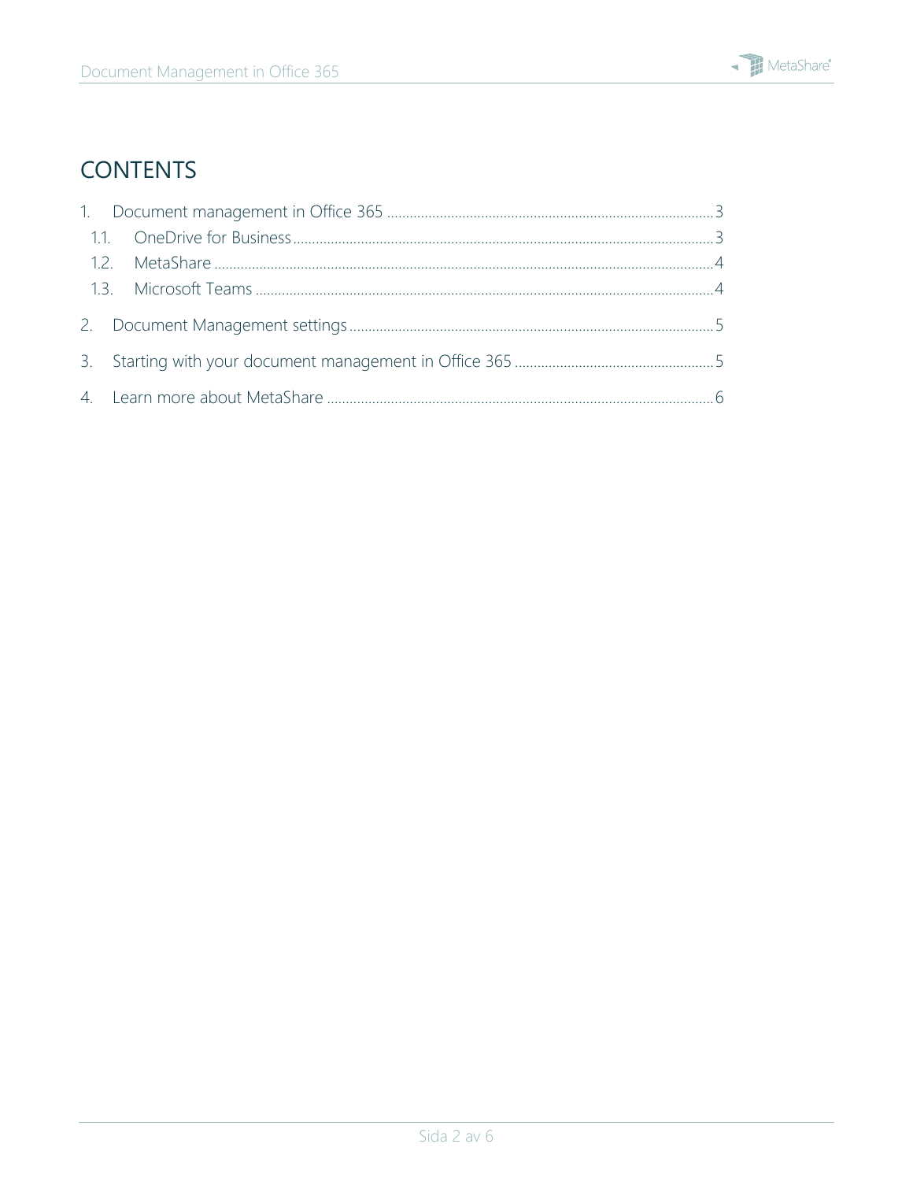# CONTENTS

1. Document management in Office 365 ........ 3
   1.1. OneDrive for Business ........ 3
   1.2. MetaShare ........ 4
   1.3. Microsoft Teams ........ 4
2. Document Management settings ........ 5
3. Starting with your document management in Office 365 ........ 5
4. Learn more about MetaShare ........ 6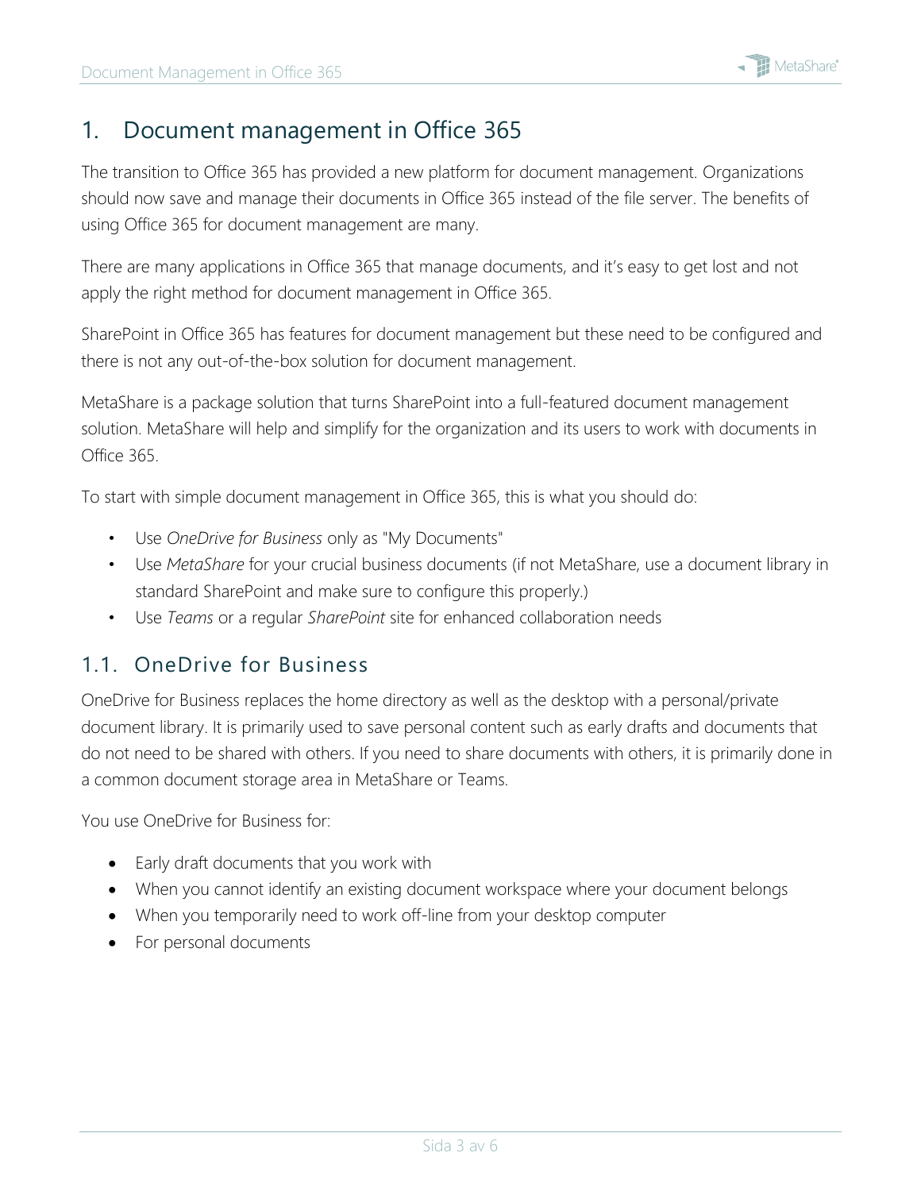# 1. Document management in Office 365

The transition to Office 365 has provided a new platform for document management. Organizations should now save and manage their documents in Office 365 instead of the file server. The benefits of using Office 365 for document management are many.

There are many applications in Office 365 that manage documents, and it's easy to get lost and not apply the right method for document management in Office 365.

SharePoint in Office 365 has features for document management but these need to be configured and there is not any out-of-the-box solution for document management.

MetaShare is a package solution that turns SharePoint into a full-featured document management solution. MetaShare will help and simplify for the organization and its users to work with documents in Office 365.

To start with simple document management in Office 365, this is what you should do:

- Use *OneDrive for Business* only as "My Documents"
- Use *MetaShare* for your crucial business documents (if not MetaShare, use a document library in standard SharePoint and make sure to configure this properly.)
- Use *Teams* or a regular *SharePoint* site for enhanced collaboration needs

## 1.1. OneDrive for Business

OneDrive for Business replaces the home directory as well as the desktop with a personal/private document library. It is primarily used to save personal content such as early drafts and documents that do not need to be shared with others. If you need to share documents with others, it is primarily done in a common document storage area in MetaShare or Teams.

You use OneDrive for Business for:

- Early draft documents that you work with
- When you cannot identify an existing document workspace where your document belongs
- When you temporarily need to work off-line from your desktop computer
- For personal documents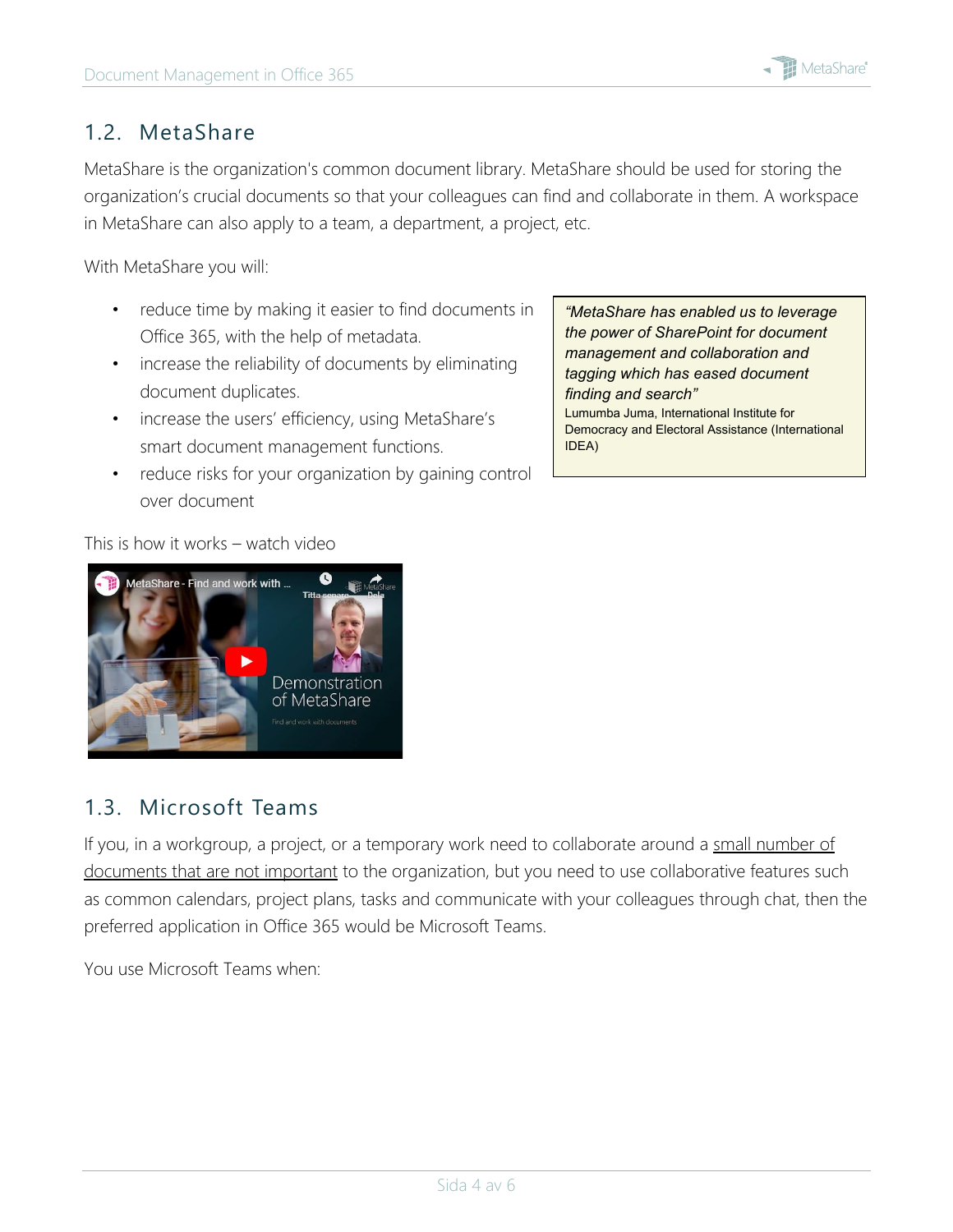## 1.2. MetaShare

MetaShare is the organization's common document library. MetaShare should be used for storing the organization's crucial documents so that your colleagues can find and collaborate in them. A workspace in MetaShare can also apply to a team, a department, a project, etc.

With MetaShare you will:

- reduce time by making it easier to find documents in Office 365, with the help of metadata.
- increase the reliability of documents by eliminating document duplicates.
- increase the users' efficiency, using MetaShare's smart document management functions.
- reduce risks for your organization by gaining control over document

> *"MetaShare has enabled us to leverage the power of SharePoint for document management and collaboration and tagging which has eased document finding and search"*
> Lumumba Juma, International Institute for Democracy and Electoral Assistance (International IDEA)

This is how it works – watch video

## 1.3. Microsoft Teams

If you, in a workgroup, a project, or a temporary work need to collaborate around a <u>small number of documents that are not important</u> to the organization, but you need to use collaborative features such as common calendars, project plans, tasks and communicate with your colleagues through chat, then the preferred application in Office 365 would be Microsoft Teams.

You use Microsoft Teams when: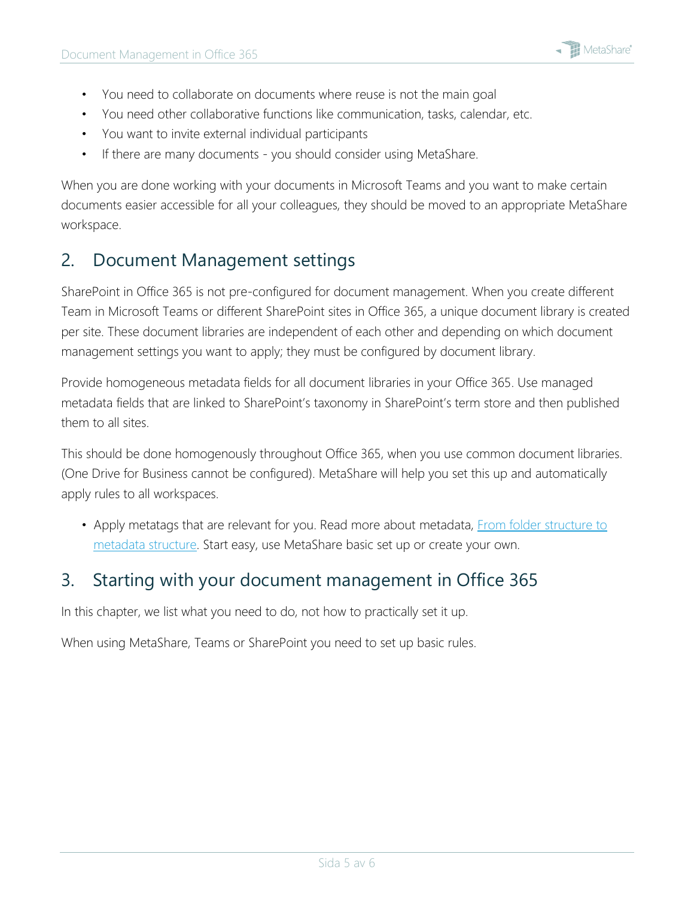- You need to collaborate on documents where reuse is not the main goal
- You need other collaborative functions like communication, tasks, calendar, etc.
- You want to invite external individual participants
- If there are many documents - you should consider using MetaShare.

When you are done working with your documents in Microsoft Teams and you want to make certain documents easier accessible for all your colleagues, they should be moved to an appropriate MetaShare workspace.

## 2. Document Management settings

SharePoint in Office 365 is not pre-configured for document management. When you create different Team in Microsoft Teams or different SharePoint sites in Office 365, a unique document library is created per site. These document libraries are independent of each other and depending on which document management settings you want to apply; they must be configured by document library.

Provide homogeneous metadata fields for all document libraries in your Office 365. Use managed metadata fields that are linked to SharePoint's taxonomy in SharePoint's term store and then published them to all sites.

This should be done homogenously throughout Office 365, when you use common document libraries. (One Drive for Business cannot be configured). MetaShare will help you set this up and automatically apply rules to all workspaces.

- Apply metatags that are relevant for you. Read more about metadata, [From folder structure to metadata structure](). Start easy, use MetaShare basic set up or create your own.

## 3. Starting with your document management in Office 365

In this chapter, we list what you need to do, not how to practically set it up.

When using MetaShare, Teams or SharePoint you need to set up basic rules.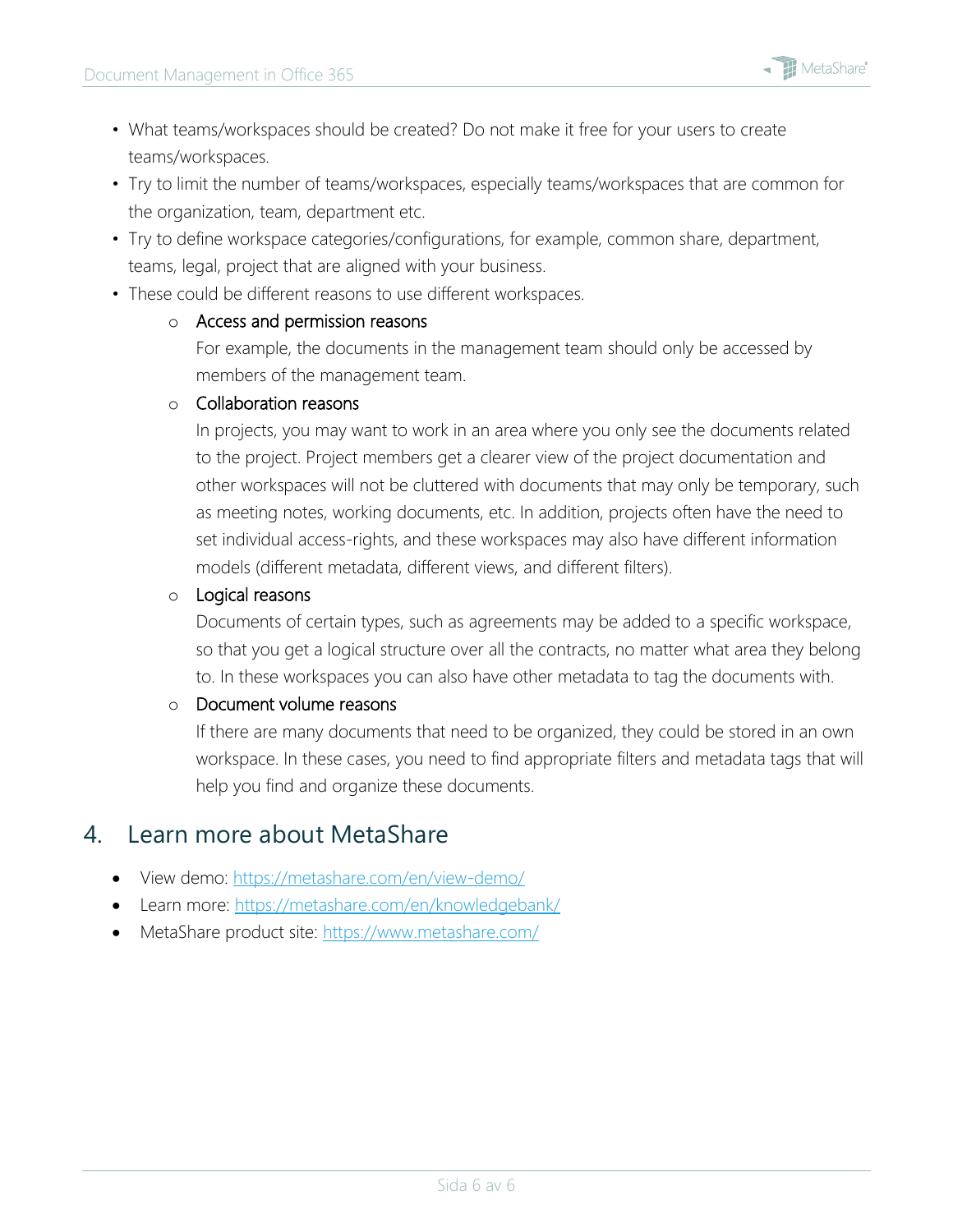- What teams/workspaces should be created? Do not make it free for your users to create teams/workspaces.
- Try to limit the number of teams/workspaces, especially teams/workspaces that are common for the organization, team, department etc.
- Try to define workspace categories/configurations, for example, common share, department, teams, legal, project that are aligned with your business.
- These could be different reasons to use different workspaces.
  - Access and permission reasons
    For example, the documents in the management team should only be accessed by members of the management team.
  - Collaboration reasons
    In projects, you may want to work in an area where you only see the documents related to the project. Project members get a clearer view of the project documentation and other workspaces will not be cluttered with documents that may only be temporary, such as meeting notes, working documents, etc. In addition, projects often have the need to set individual access-rights, and these workspaces may also have different information models (different metadata, different views, and different filters).
  - Logical reasons
    Documents of certain types, such as agreements may be added to a specific workspace, so that you get a logical structure over all the contracts, no matter what area they belong to. In these workspaces you can also have other metadata to tag the documents with.
  - Document volume reasons
    If there are many documents that need to be organized, they could be stored in an own workspace. In these cases, you need to find appropriate filters and metadata tags that will help you find and organize these documents.

## 4. Learn more about MetaShare

- View demo: https://metashare.com/en/view-demo/
- Learn more: https://metashare.com/en/knowledgebank/
- MetaShare product site: https://www.metashare.com/